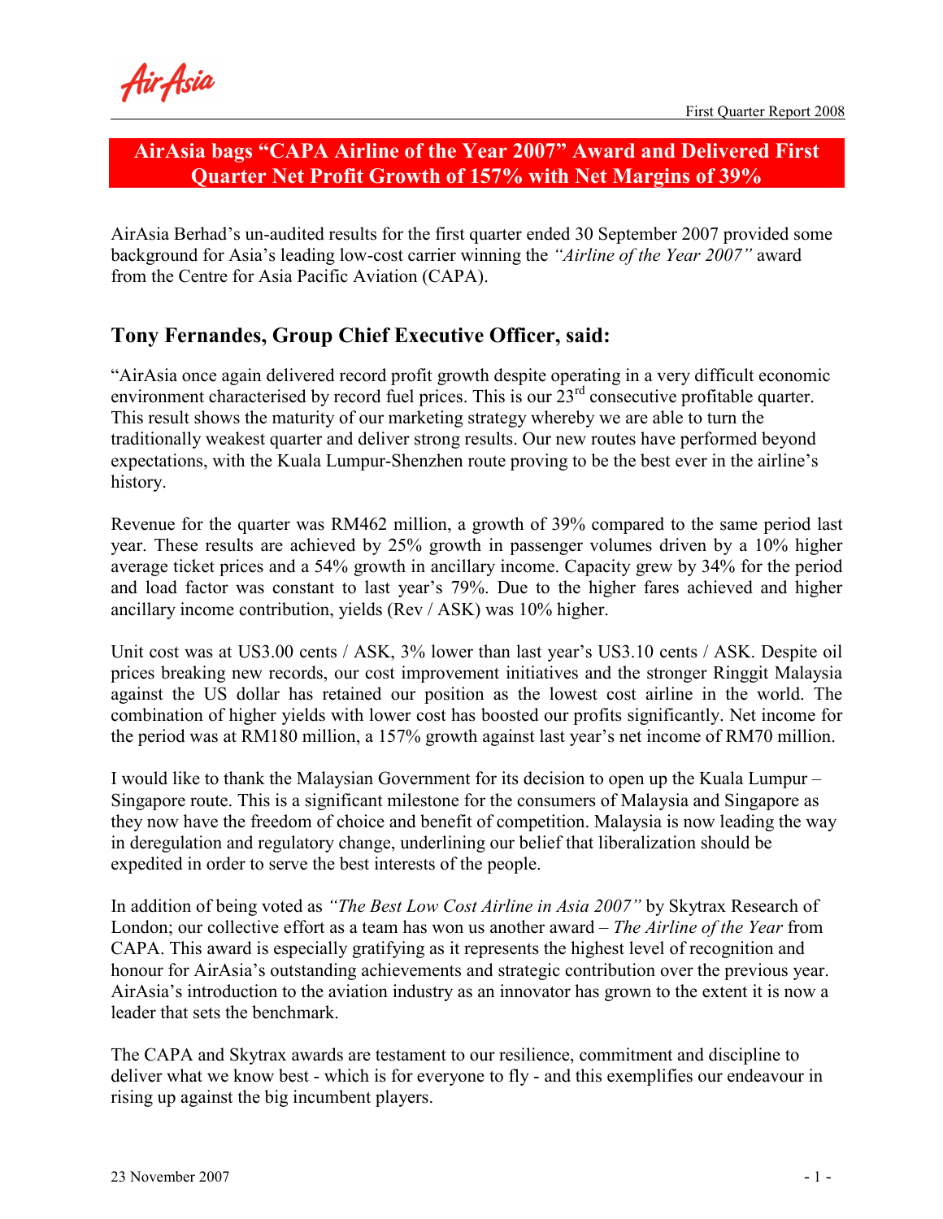# AirAsia bags "CAPA Airline of the Year 2007" Award and Delivered First Quarter Net Profit Growth of 157% with Net Margins of 39%

AirAsia Berhad's un-audited results for the first quarter ended 30 September 2007 provided some background for Asia's leading low-cost carrier winning the *"Airline of the Year 2007"* award from the Centre for Asia Pacific Aviation (CAPA).

## Tony Fernandes, Group Chief Executive Officer, said:

"AirAsia once again delivered record profit growth despite operating in a very difficult economic environment characterised by record fuel prices. This is our 23rd consecutive profitable quarter. This result shows the maturity of our marketing strategy whereby we are able to turn the traditionally weakest quarter and deliver strong results. Our new routes have performed beyond expectations, with the Kuala Lumpur-Shenzhen route proving to be the best ever in the airline's history.

Revenue for the quarter was RM462 million, a growth of 39% compared to the same period last year. These results are achieved by 25% growth in passenger volumes driven by a 10% higher average ticket prices and a 54% growth in ancillary income. Capacity grew by 34% for the period and load factor was constant to last year's 79%. Due to the higher fares achieved and higher ancillary income contribution, yields (Rev / ASK) was 10% higher.

Unit cost was at US3.00 cents / ASK, 3% lower than last year's US3.10 cents / ASK. Despite oil prices breaking new records, our cost improvement initiatives and the stronger Ringgit Malaysia against the US dollar has retained our position as the lowest cost airline in the world. The combination of higher yields with lower cost has boosted our profits significantly. Net income for the period was at RM180 million, a 157% growth against last year's net income of RM70 million.

I would like to thank the Malaysian Government for its decision to open up the Kuala Lumpur – Singapore route. This is a significant milestone for the consumers of Malaysia and Singapore as they now have the freedom of choice and benefit of competition. Malaysia is now leading the way in deregulation and regulatory change, underlining our belief that liberalization should be expedited in order to serve the best interests of the people.

In addition of being voted as *"The Best Low Cost Airline in Asia 2007"* by Skytrax Research of London; our collective effort as a team has won us another award – *The Airline of the Year* from CAPA. This award is especially gratifying as it represents the highest level of recognition and honour for AirAsia's outstanding achievements and strategic contribution over the previous year. AirAsia's introduction to the aviation industry as an innovator has grown to the extent it is now a leader that sets the benchmark.

The CAPA and Skytrax awards are testament to our resilience, commitment and discipline to deliver what we know best - which is for everyone to fly - and this exemplifies our endeavour in rising up against the big incumbent players.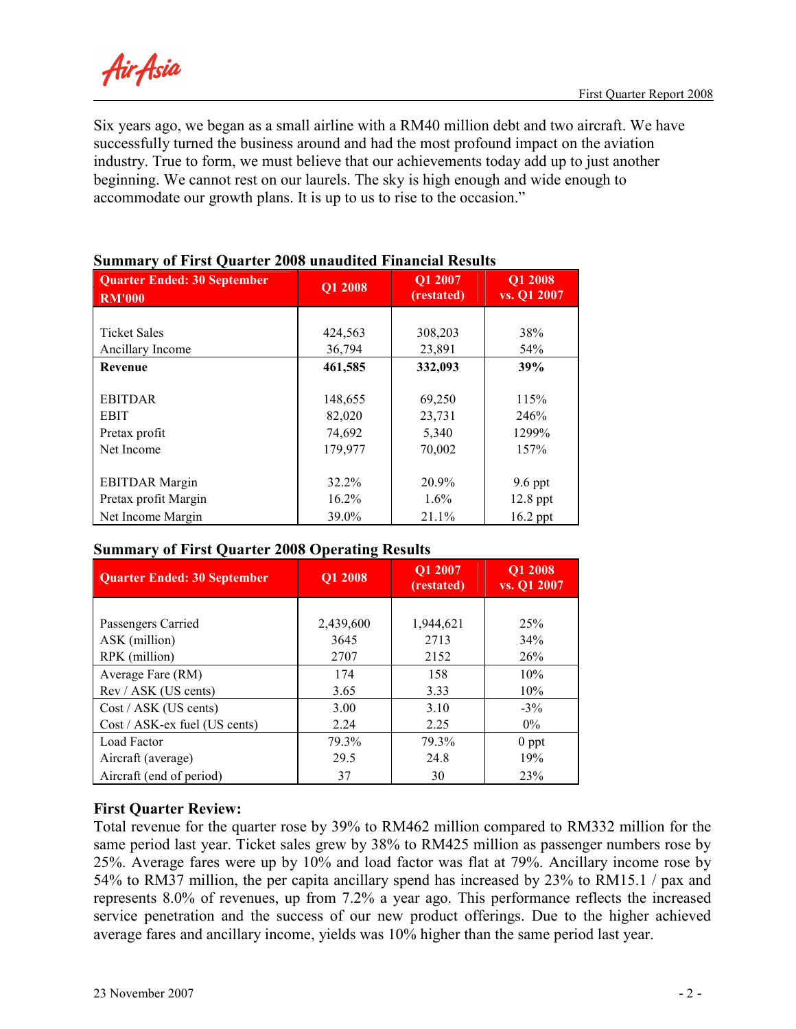Six years ago, we began as a small airline with a RM40 million debt and two aircraft. We have successfully turned the business around and had the most profound impact on the aviation industry. True to form, we must believe that our achievements today add up to just another beginning. We cannot rest on our laurels. The sky is high enough and wide enough to accommodate our growth plans. It is up to us to rise to the occasion."

**Summary of First Quarter 2008 unaudited Financial Results**

| Quarter Ended: 30 September RM'000 | Q1 2008 | Q1 2007 (restated) | Q1 2008 vs. Q1 2007 |
|---|---|---|---|
| Ticket Sales | 424,563 | 308,203 | 38% |
| Ancillary Income | 36,794 | 23,891 | 54% |
| **Revenue** | **461,585** | **332,093** | **39%** |
| EBITDAR | 148,655 | 69,250 | 115% |
| EBIT | 82,020 | 23,731 | 246% |
| Pretax profit | 74,692 | 5,340 | 1299% |
| Net Income | 179,977 | 70,002 | 157% |
| EBITDAR Margin | 32.2% | 20.9% | 9.6 ppt |
| Pretax profit Margin | 16.2% | 1.6% | 12.8 ppt |
| Net Income Margin | 39.0% | 21.1% | 16.2 ppt |

**Summary of First Quarter 2008 Operating Results**

| Quarter Ended: 30 September | Q1 2008 | Q1 2007 (restated) | Q1 2008 vs. Q1 2007 |
|---|---|---|---|
| Passengers Carried | 2,439,600 | 1,944,621 | 25% |
| ASK (million) | 3645 | 2713 | 34% |
| RPK (million) | 2707 | 2152 | 26% |
| Average Fare (RM) | 174 | 158 | 10% |
| Rev / ASK (US cents) | 3.65 | 3.33 | 10% |
| Cost / ASK (US cents) | 3.00 | 3.10 | -3% |
| Cost / ASK-ex fuel (US cents) | 2.24 | 2.25 | 0% |
| Load Factor | 79.3% | 79.3% | 0 ppt |
| Aircraft (average) | 29.5 | 24.8 | 19% |
| Aircraft (end of period) | 37 | 30 | 23% |

**First Quarter Review:**

Total revenue for the quarter rose by 39% to RM462 million compared to RM332 million for the same period last year. Ticket sales grew by 38% to RM425 million as passenger numbers rose by 25%. Average fares were up by 10% and load factor was flat at 79%. Ancillary income rose by 54% to RM37 million, the per capita ancillary spend has increased by 23% to RM15.1 / pax and represents 8.0% of revenues, up from 7.2% a year ago. This performance reflects the increased service penetration and the success of our new product offerings. Due to the higher achieved average fares and ancillary income, yields was 10% higher than the same period last year.

23 November 2007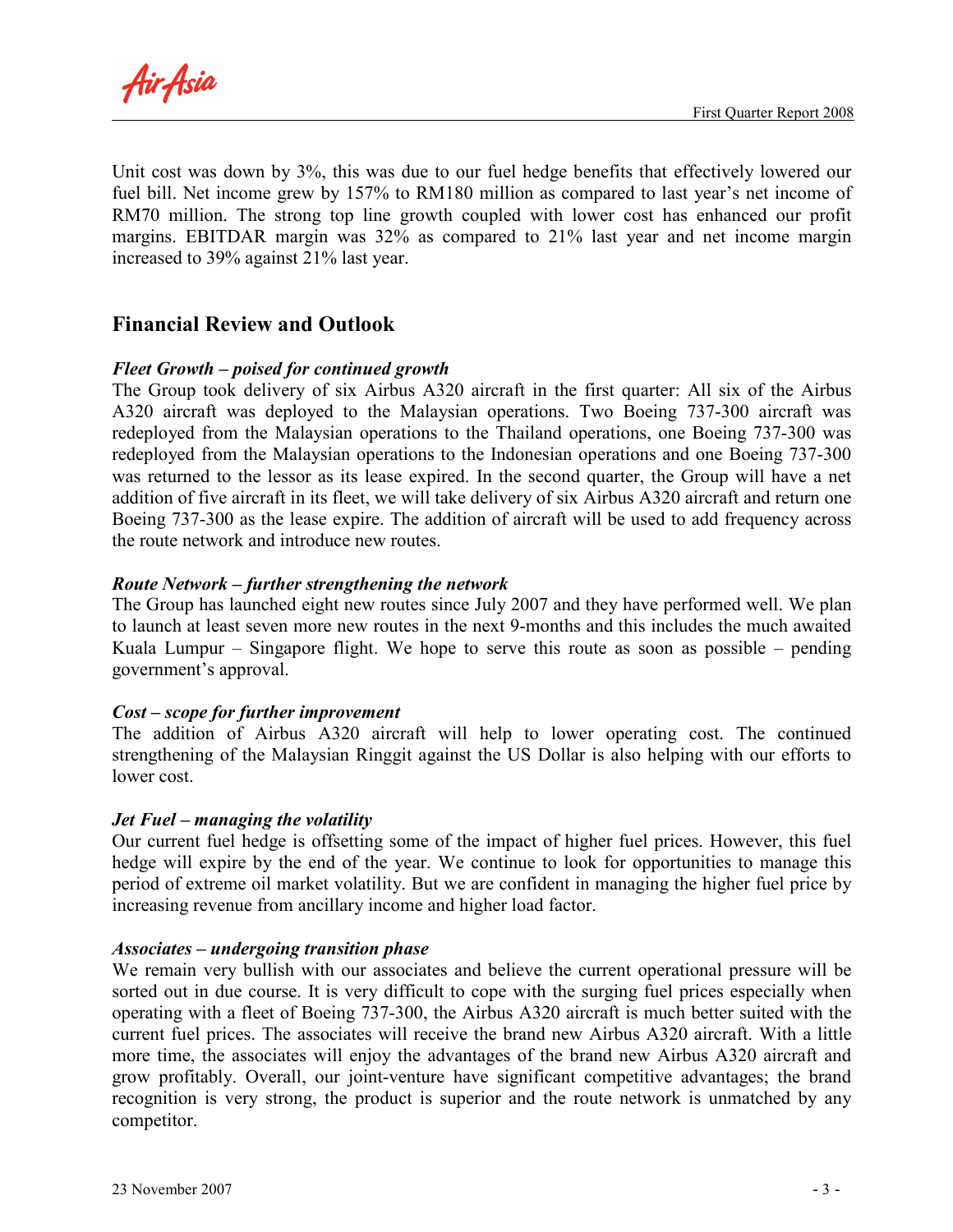Unit cost was down by 3%, this was due to our fuel hedge benefits that effectively lowered our fuel bill. Net income grew by 157% to RM180 million as compared to last year's net income of RM70 million. The strong top line growth coupled with lower cost has enhanced our profit margins. EBITDAR margin was 32% as compared to 21% last year and net income margin increased to 39% against 21% last year.

## Financial Review and Outlook

***Fleet Growth – poised for continued growth***

The Group took delivery of six Airbus A320 aircraft in the first quarter: All six of the Airbus A320 aircraft was deployed to the Malaysian operations. Two Boeing 737-300 aircraft was redeployed from the Malaysian operations to the Thailand operations, one Boeing 737-300 was redeployed from the Malaysian operations to the Indonesian operations and one Boeing 737-300 was returned to the lessor as its lease expired. In the second quarter, the Group will have a net addition of five aircraft in its fleet, we will take delivery of six Airbus A320 aircraft and return one Boeing 737-300 as the lease expire. The addition of aircraft will be used to add frequency across the route network and introduce new routes.

***Route Network – further strengthening the network***

The Group has launched eight new routes since July 2007 and they have performed well. We plan to launch at least seven more new routes in the next 9-months and this includes the much awaited Kuala Lumpur – Singapore flight. We hope to serve this route as soon as possible – pending government's approval.

***Cost – scope for further improvement***

The addition of Airbus A320 aircraft will help to lower operating cost. The continued strengthening of the Malaysian Ringgit against the US Dollar is also helping with our efforts to lower cost.

***Jet Fuel – managing the volatility***

Our current fuel hedge is offsetting some of the impact of higher fuel prices. However, this fuel hedge will expire by the end of the year. We continue to look for opportunities to manage this period of extreme oil market volatility. But we are confident in managing the higher fuel price by increasing revenue from ancillary income and higher load factor.

***Associates – undergoing transition phase***

We remain very bullish with our associates and believe the current operational pressure will be sorted out in due course. It is very difficult to cope with the surging fuel prices especially when operating with a fleet of Boeing 737-300, the Airbus A320 aircraft is much better suited with the current fuel prices. The associates will receive the brand new Airbus A320 aircraft. With a little more time, the associates will enjoy the advantages of the brand new Airbus A320 aircraft and grow profitably. Overall, our joint-venture have significant competitive advantages; the brand recognition is very strong, the product is superior and the route network is unmatched by any competitor.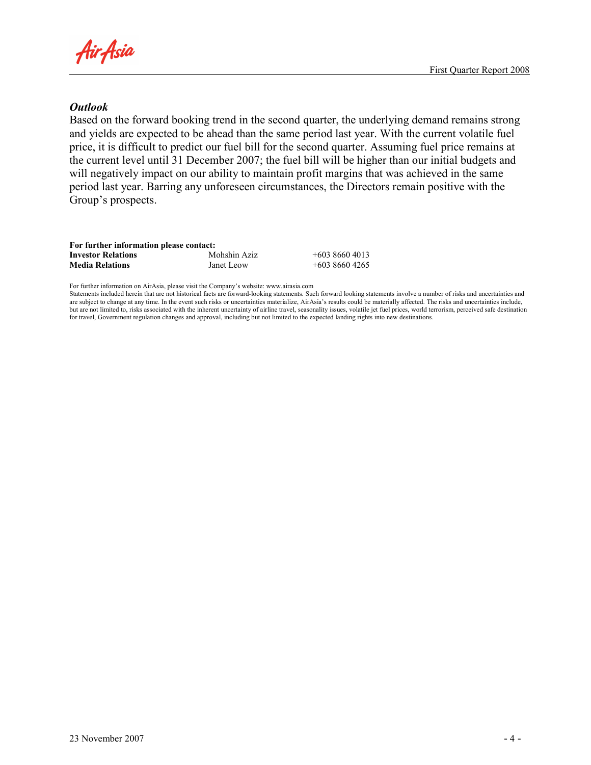***Outlook***

Based on the forward booking trend in the second quarter, the underlying demand remains strong and yields are expected to be ahead than the same period last year. With the current volatile fuel price, it is difficult to predict our fuel bill for the second quarter. Assuming fuel price remains at the current level until 31 December 2007; the fuel bill will be higher than our initial budgets and will negatively impact on our ability to maintain profit margins that was achieved in the same period last year. Barring any unforeseen circumstances, the Directors remain positive with the Group's prospects.

**For further information please contact:**

| | | |
|---|---|---|
| **Investor Relations** | Mohshin Aziz | +603 8660 4013 |
| **Media Relations** | Janet Leow | +603 8660 4265 |

For further information on AirAsia, please visit the Company's website: www.airasia.com

Statements included herein that are not historical facts are forward-looking statements. Such forward looking statements involve a number of risks and uncertainties and are subject to change at any time. In the event such risks or uncertainties materialize, AirAsia's results could be materially affected. The risks and uncertainties include, but are not limited to, risks associated with the inherent uncertainty of airline travel, seasonality issues, volatile jet fuel prices, world terrorism, perceived safe destination for travel, Government regulation changes and approval, including but not limited to the expected landing rights into new destinations.

23 November 2007